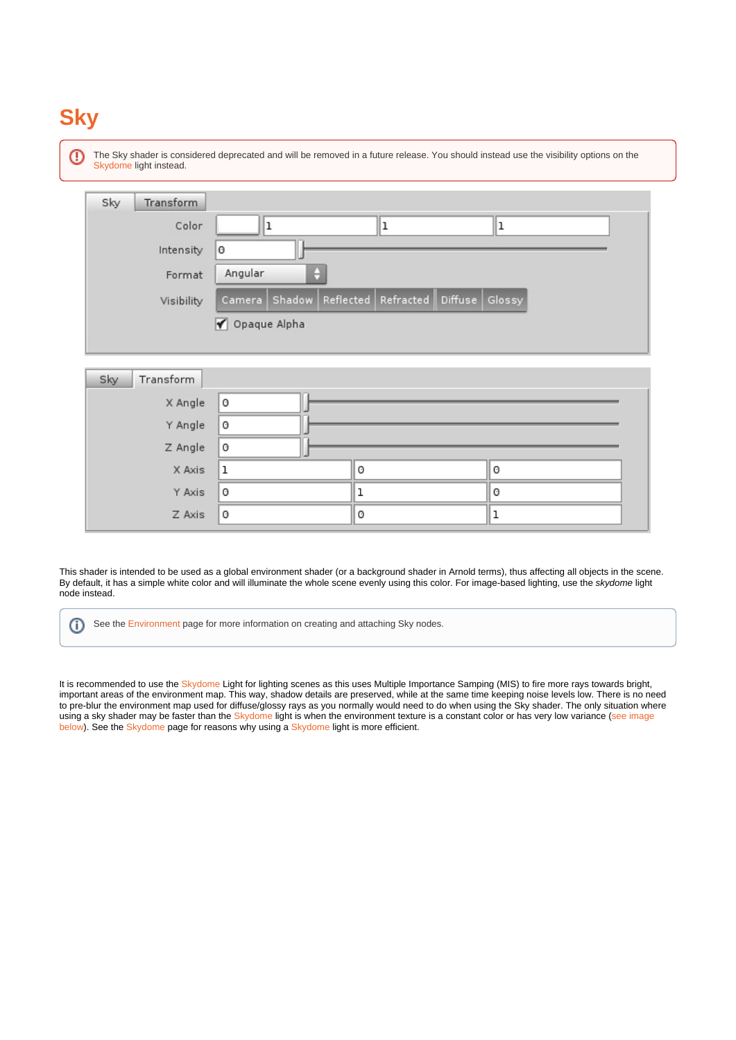# Sky

> The Sky shader is considered deprecated and will be removed in a future release. You should instead use the visibility options on the Skydome light instead.

| Sky | Transform | | |
|---|---|---|---|
| Color | 1 | 1 | 1 |
| Intensity | 0 | | |
| Format | Angular | | |
| Visibility | Camera, Shadow, Reflected, Refracted, Diffuse, Glossy | | |
| | ☑ Opaque Alpha | | |

| Sky | Transform | | |
|---|---|---|---|
| X Angle | 0 | | |
| Y Angle | 0 | | |
| Z Angle | 0 | | |
| X Axis | 1 | 0 | 0 |
| Y Axis | 0 | 1 | 0 |
| Z Axis | 0 | 0 | 1 |

This shader is intended to be used as a global environment shader (or a background shader in Arnold terms), thus affecting all objects in the scene. By default, it has a simple white color and will illuminate the whole scene evenly using this color. For image-based lighting, use the *skydome* light node instead.

> See the Environment page for more information on creating and attaching Sky nodes.

It is recommended to use the Skydome Light for lighting scenes as this uses Multiple Importance Samping (MIS) to fire more rays towards bright, important areas of the environment map. This way, shadow details are preserved, while at the same time keeping noise levels low. There is no need to pre-blur the environment map used for diffuse/glossy rays as you normally would need to do when using the Sky shader. The only situation where using a sky shader may be faster than the Skydome light is when the environment texture is a constant color or has very low variance (see image below). See the Skydome page for reasons why using a Skydome light is more efficient.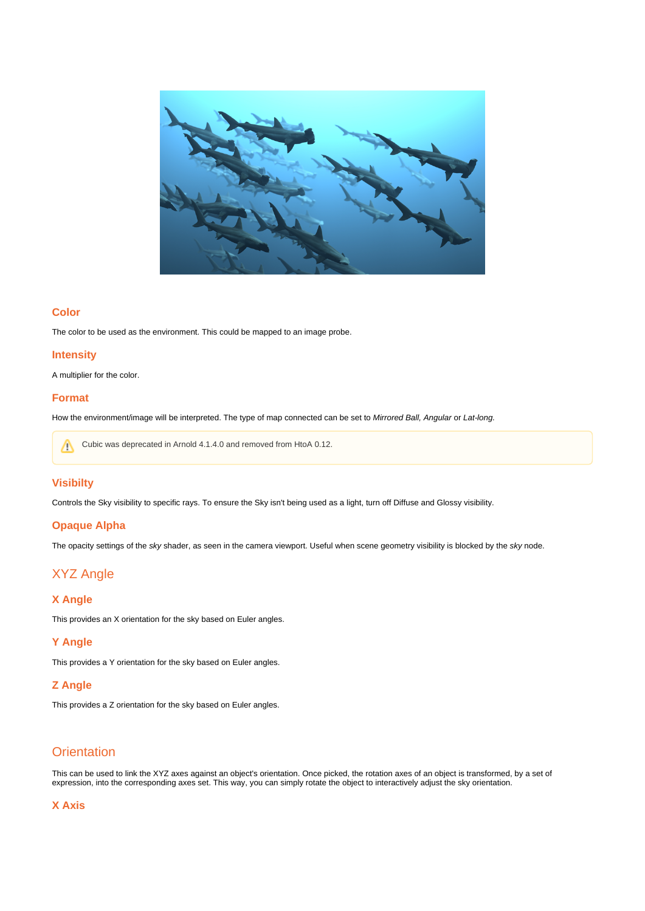### Color

The color to be used as the environment. This could be mapped to an image probe.

### Intensity

A multiplier for the color.

### Format

How the environment/image will be interpreted. The type of map connected can be set to *Mirrored Ball, Angular* or *Lat-long.*

> Cubic was deprecated in Arnold 4.1.4.0 and removed from HtoA 0.12.

### Visibilty

Controls the Sky visibility to specific rays. To ensure the Sky isn't being used as a light, turn off Diffuse and Glossy visibility.

### Opaque Alpha

The opacity settings of the *sky* shader, as seen in the camera viewport. Useful when scene geometry visibility is blocked by the *sky* node.

## XYZ Angle

### X Angle

This provides an X orientation for the sky based on Euler angles.

### Y Angle

This provides a Y orientation for the sky based on Euler angles.

### Z Angle

This provides a Z orientation for the sky based on Euler angles.

## Orientation

This can be used to link the XYZ axes against an object's orientation. Once picked, the rotation axes of an object is transformed, by a set of expression, into the corresponding axes set. This way, you can simply rotate the object to interactively adjust the sky orientation.

### X Axis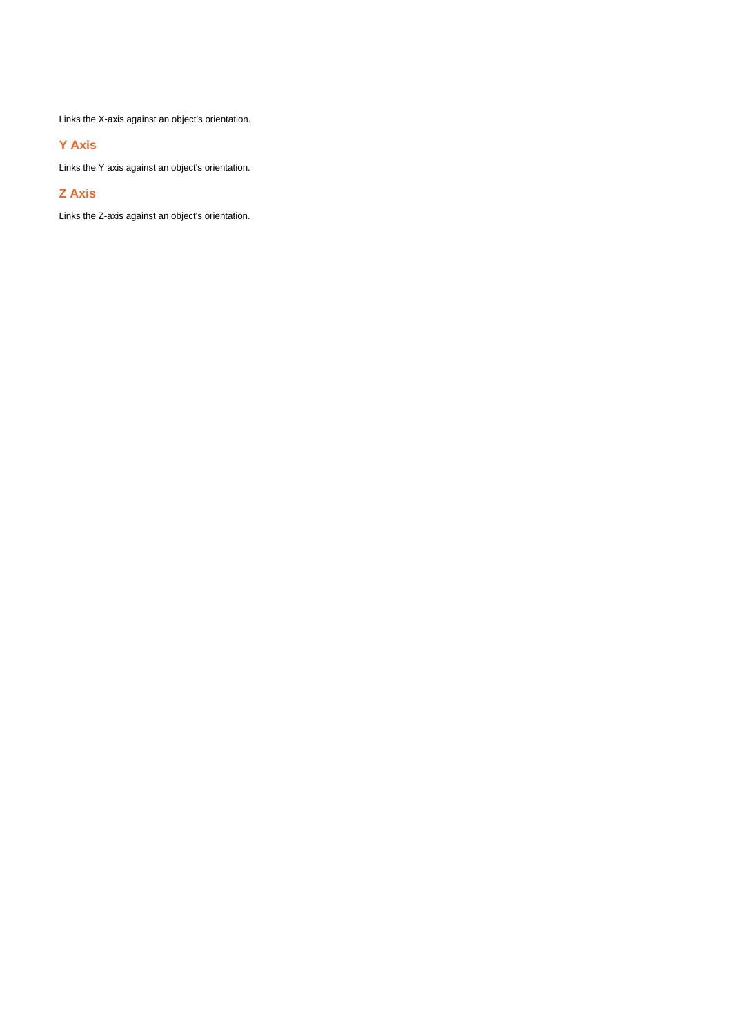Links the X-axis against an object's orientation.

### Y Axis

Links the Y axis against an object's orientation.

### Z Axis

Links the Z-axis against an object's orientation.